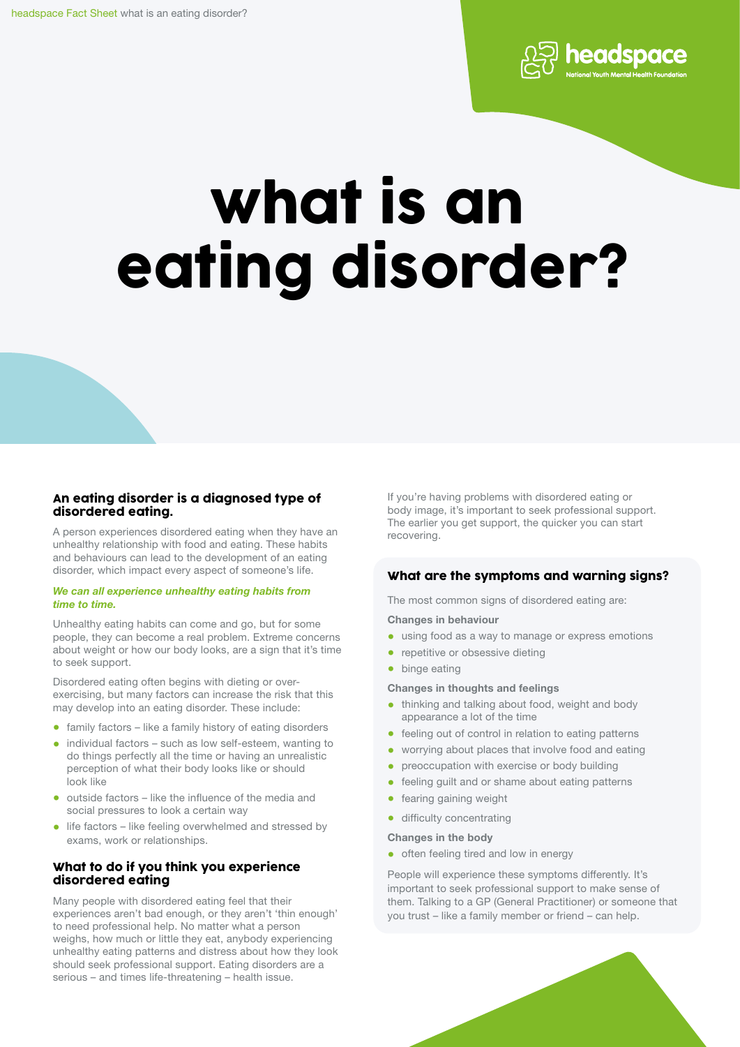# what is an eating disorder?

## An eating disorder is a diagnosed type of disordered eating.

A person experiences disordered eating when they have an unhealthy relationship with food and eating. These habits and behaviours can lead to the development of an eating disorder, which impact every aspect of someone's life.

***We can all experience unhealthy eating habits from time to time.***

Unhealthy eating habits can come and go, but for some people, they can become a real problem. Extreme concerns about weight or how our body looks, are a sign that it's time to seek support.

Disordered eating often begins with dieting or over-exercising, but many factors can increase the risk that this may develop into an eating disorder. These include:

- family factors – like a family history of eating disorders
- individual factors – such as low self-esteem, wanting to do things perfectly all the time or having an unrealistic perception of what their body looks like or should look like
- outside factors – like the influence of the media and social pressures to look a certain way
- life factors – like feeling overwhelmed and stressed by exams, work or relationships.

## What to do if you think you experience disordered eating

Many people with disordered eating feel that their experiences aren't bad enough, or they aren't 'thin enough' to need professional help. No matter what a person weighs, how much or little they eat, anybody experiencing unhealthy eating patterns and distress about how they look should seek professional support. Eating disorders are a serious – and times life-threatening – health issue.

If you're having problems with disordered eating or body image, it's important to seek professional support. The earlier you get support, the quicker you can start recovering.

## What are the symptoms and warning signs?

The most common signs of disordered eating are:

**Changes in behaviour**

- using food as a way to manage or express emotions
- repetitive or obsessive dieting
- binge eating

**Changes in thoughts and feelings**

- thinking and talking about food, weight and body appearance a lot of the time
- feeling out of control in relation to eating patterns
- worrying about places that involve food and eating
- preoccupation with exercise or body building
- feeling guilt and or shame about eating patterns
- fearing gaining weight
- difficulty concentrating

**Changes in the body**

- often feeling tired and low in energy

People will experience these symptoms differently. It's important to seek professional support to make sense of them. Talking to a GP (General Practitioner) or someone that you trust – like a family member or friend – can help.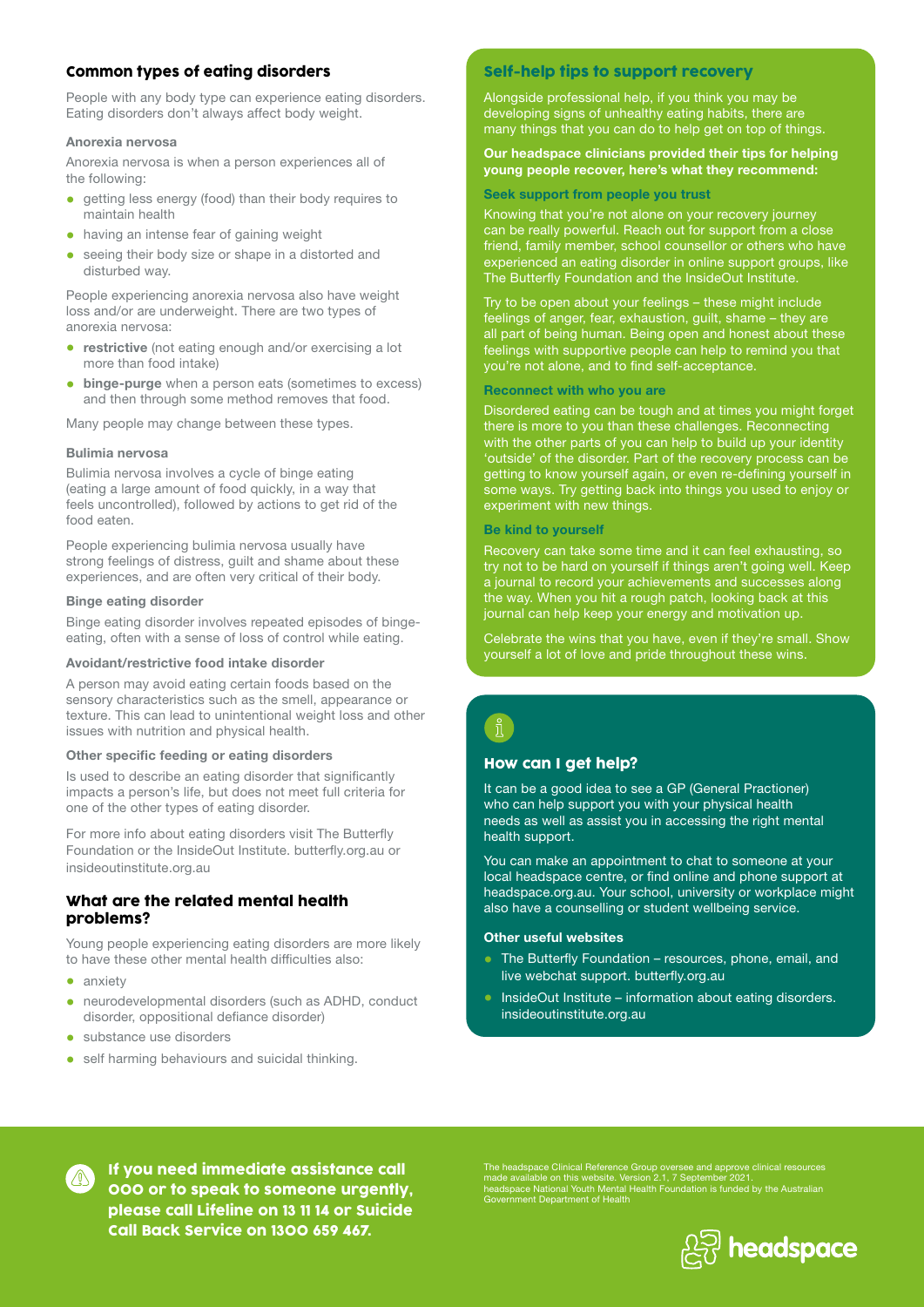## Common types of eating disorders

People with any body type can experience eating disorders. Eating disorders don't always affect body weight.

### Anorexia nervosa

Anorexia nervosa is when a person experiences all of the following:

- getting less energy (food) than their body requires to maintain health
- having an intense fear of gaining weight
- seeing their body size or shape in a distorted and disturbed way.

People experiencing anorexia nervosa also have weight loss and/or are underweight. There are two types of anorexia nervosa:

- **restrictive** (not eating enough and/or exercising a lot more than food intake)
- **binge-purge** when a person eats (sometimes to excess) and then through some method removes that food.

Many people may change between these types.

### Bulimia nervosa

Bulimia nervosa involves a cycle of binge eating (eating a large amount of food quickly, in a way that feels uncontrolled), followed by actions to get rid of the food eaten.

People experiencing bulimia nervosa usually have strong feelings of distress, guilt and shame about these experiences, and are often very critical of their body.

### Binge eating disorder

Binge eating disorder involves repeated episodes of binge-eating, often with a sense of loss of control while eating.

### Avoidant/restrictive food intake disorder

A person may avoid eating certain foods based on the sensory characteristics such as the smell, appearance or texture. This can lead to unintentional weight loss and other issues with nutrition and physical health.

### Other specific feeding or eating disorders

Is used to describe an eating disorder that significantly impacts a person's life, but does not meet full criteria for one of the other types of eating disorder.

For more info about eating disorders visit The Butterfly Foundation or the InsideOut Institute. butterfly.org.au or insideoutinstitute.org.au

## What are the related mental health problems?

Young people experiencing eating disorders are more likely to have these other mental health difficulties also:

- anxiety
- neurodevelopmental disorders (such as ADHD, conduct disorder, oppositional defiance disorder)
- substance use disorders
- self harming behaviours and suicidal thinking.

## Self-help tips to support recovery

Alongside professional help, if you think you may be developing signs of unhealthy eating habits, there are many things that you can do to help get on top of things.

**Our headspace clinicians provided their tips for helping young people recover, here's what they recommend:**

### Seek support from people you trust

Knowing that you're not alone on your recovery journey can be really powerful. Reach out for support from a close friend, family member, school counsellor or others who have experienced an eating disorder in online support groups, like The Butterfly Foundation and the InsideOut Institute.

Try to be open about your feelings – these might include feelings of anger, fear, exhaustion, guilt, shame – they are all part of being human. Being open and honest about these feelings with supportive people can help to remind you that you're not alone, and to find self-acceptance.

### Reconnect with who you are

Disordered eating can be tough and at times you might forget there is more to you than these challenges. Reconnecting with the other parts of you can help to build up your identity 'outside' of the disorder. Part of the recovery process can be getting to know yourself again, or even re-defining yourself in some ways. Try getting back into things you used to enjoy or experiment with new things.

### Be kind to yourself

Recovery can take some time and it can feel exhausting, so try not to be hard on yourself if things aren't going well. Keep a journal to record your achievements and successes along the way. When you hit a rough patch, looking back at this journal can help keep your energy and motivation up.

Celebrate the wins that you have, even if they're small. Show yourself a lot of love and pride throughout these wins.

## How can I get help?

It can be a good idea to see a GP (General Practioner) who can help support you with your physical health needs as well as assist you in accessing the right mental health support.

You can make an appointment to chat to someone at your local headspace centre, or find online and phone support at headspace.org.au. Your school, university or workplace might also have a counselling or student wellbeing service.

### Other useful websites

- The Butterfly Foundation – resources, phone, email, and live webchat support. butterfly.org.au
- InsideOut Institute – information about eating disorders. insideoutinstitute.org.au

**If you need immediate assistance call 000 or to speak to someone urgently, please call Lifeline on 13 11 14 or Suicide Call Back Service on 1300 659 467.**

The headspace Clinical Reference Group oversee and approve clinical resources made available on this website. Version 2.1, 7 September 2021.
headspace National Youth Mental Health Foundation is funded by the Australian Government Department of Health

headspace